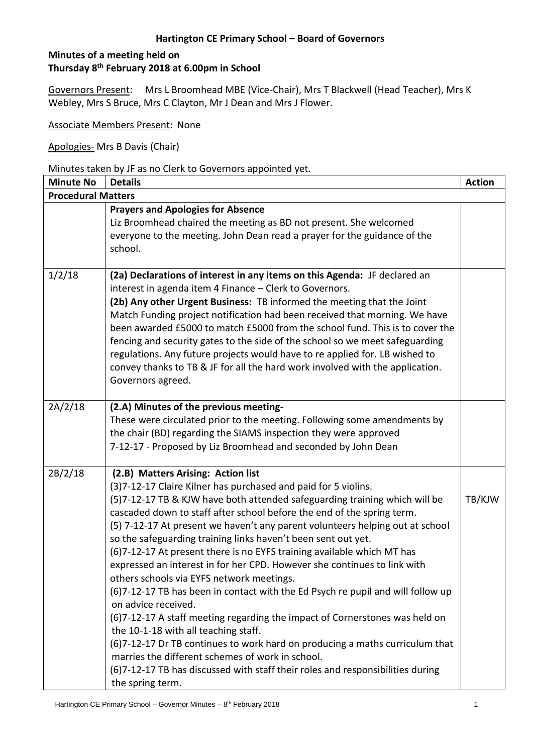**Hartington CE Primary School – Board of Governors**

**Minutes of a meeting held on**
**Thursday 8th February 2018 at 6.00pm in School**

Governors Present: Mrs L Broomhead MBE (Vice-Chair), Mrs T Blackwell (Head Teacher), Mrs K Webley, Mrs S Bruce, Mrs C Clayton, Mr J Dean and Mrs J Flower.

Associate Members Present: None

Apologies- Mrs B Davis (Chair)

Minutes taken by JF as no Clerk to Governors appointed yet.

| Minute No | Details | Action |
|---|---|---|
| **Procedural Matters** | | |
| | **Prayers and Apologies for Absence**<br>Liz Broomhead chaired the meeting as BD not present. She welcomed everyone to the meeting. John Dean read a prayer for the guidance of the school. | |
| 1/2/18 | **(2a) Declarations of interest in any items on this Agenda:** JF declared an interest in agenda item 4 Finance – Clerk to Governors.<br>**(2b) Any other Urgent Business:** TB informed the meeting that the Joint Match Funding project notification had been received that morning. We have been awarded £5000 to match £5000 from the school fund. This is to cover the fencing and security gates to the side of the school so we meet safeguarding regulations. Any future projects would have to re applied for. LB wished to convey thanks to TB & JF for all the hard work involved with the application. Governors agreed. | |
| 2A/2/18 | **(2.A) Minutes of the previous meeting-**<br>These were circulated prior to the meeting. Following some amendments by the chair (BD) regarding the SIAMS inspection they were approved<br>7-12-17 - Proposed by Liz Broomhead and seconded by John Dean | |
| 2B/2/18 | **(2.B) Matters Arising: Action list**<br>(3)7-12-17 Claire Kilner has purchased and paid for 5 violins.<br>(5)7-12-17 TB & KJW have both attended safeguarding training which will be cascaded down to staff after school before the end of the spring term.<br>(5) 7-12-17 At present we haven't any parent volunteers helping out at school so the safeguarding training links haven't been sent out yet.<br>(6)7-12-17 At present there is no EYFS training available which MT has expressed an interest in for her CPD. However she continues to link with others schools via EYFS network meetings.<br>(6)7-12-17 TB has been in contact with the Ed Psych re pupil and will follow up on advice received.<br>(6)7-12-17 A staff meeting regarding the impact of Cornerstones was held on the 10-1-18 with all teaching staff.<br>(6)7-12-17 Dr TB continues to work hard on producing a maths curriculum that marries the different schemes of work in school.<br>(6)7-12-17 TB has discussed with staff their roles and responsibilities during the spring term. | TB/KJW |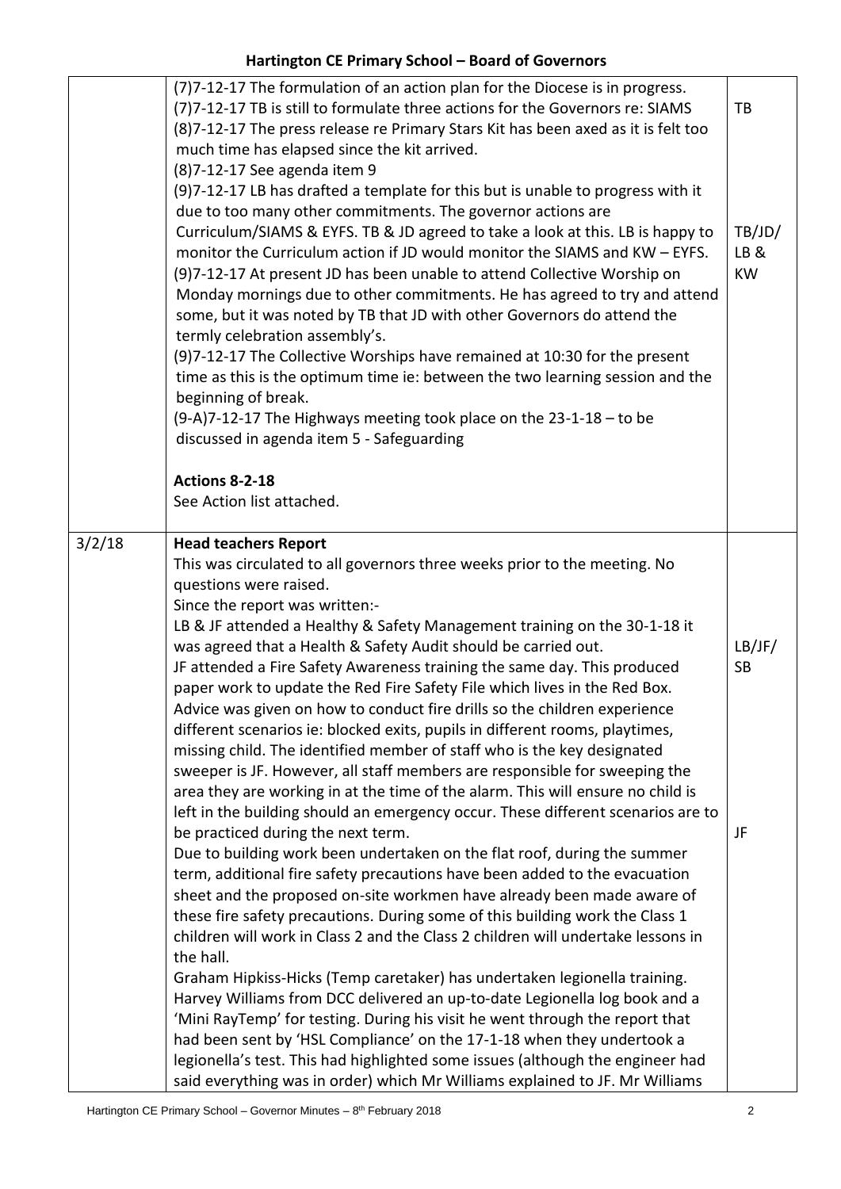| | | |
|---|---|---|
| | (7)7-12-17 The formulation of an action plan for the Diocese is in progress.<br>(7)7-12-17 TB is still to formulate three actions for the Governors re: SIAMS<br>(8)7-12-17 The press release re Primary Stars Kit has been axed as it is felt too much time has elapsed since the kit arrived.<br>(8)7-12-17 See agenda item 9<br>(9)7-12-17 LB has drafted a template for this but is unable to progress with it due to too many other commitments. The governor actions are Curriculum/SIAMS & EYFS. TB & JD agreed to take a look at this. LB is happy to monitor the Curriculum action if JD would monitor the SIAMS and KW – EYFS.<br>(9)7-12-17 At present JD has been unable to attend Collective Worship on Monday mornings due to other commitments. He has agreed to try and attend some, but it was noted by TB that JD with other Governors do attend the termly celebration assembly's.<br>(9)7-12-17 The Collective Worships have remained at 10:30 for the present time as this is the optimum time ie: between the two learning session and the beginning of break.<br>(9-A)7-12-17 The Highways meeting took place on the 23-1-18 – to be discussed in agenda item 5 - Safeguarding<br><br>**Actions 8-2-18**<br>See Action list attached. | TB<br><br><br><br>TB/JD/ LB & KW |
| 3/2/18 | **Head teachers Report**<br>This was circulated to all governors three weeks prior to the meeting. No questions were raised.<br>Since the report was written:-<br>LB & JF attended a Healthy & Safety Management training on the 30-1-18 it was agreed that a Health & Safety Audit should be carried out.<br>JF attended a Fire Safety Awareness training the same day. This produced paper work to update the Red Fire Safety File which lives in the Red Box. Advice was given on how to conduct fire drills so the children experience different scenarios ie: blocked exits, pupils in different rooms, playtimes, missing child. The identified member of staff who is the key designated sweeper is JF. However, all staff members are responsible for sweeping the area they are working in at the time of the alarm. This will ensure no child is left in the building should an emergency occur. These different scenarios are to be practiced during the next term.<br>Due to building work been undertaken on the flat roof, during the summer term, additional fire safety precautions have been added to the evacuation sheet and the proposed on-site workmen have already been made aware of these fire safety precautions. During some of this building work the Class 1 children will work in Class 2 and the Class 2 children will undertake lessons in the hall.<br>Graham Hipkiss-Hicks (Temp caretaker) has undertaken legionella training. Harvey Williams from DCC delivered an up-to-date Legionella log book and a 'Mini RayTemp' for testing. During his visit he went through the report that had been sent by 'HSL Compliance' on the 17-1-18 when they undertook a legionella's test. This had highlighted some issues (although the engineer had said everything was in order) which Mr Williams explained to JF. Mr Williams | <br><br><br><br>LB/JF/ SB<br><br><br><br><br><br><br>JF |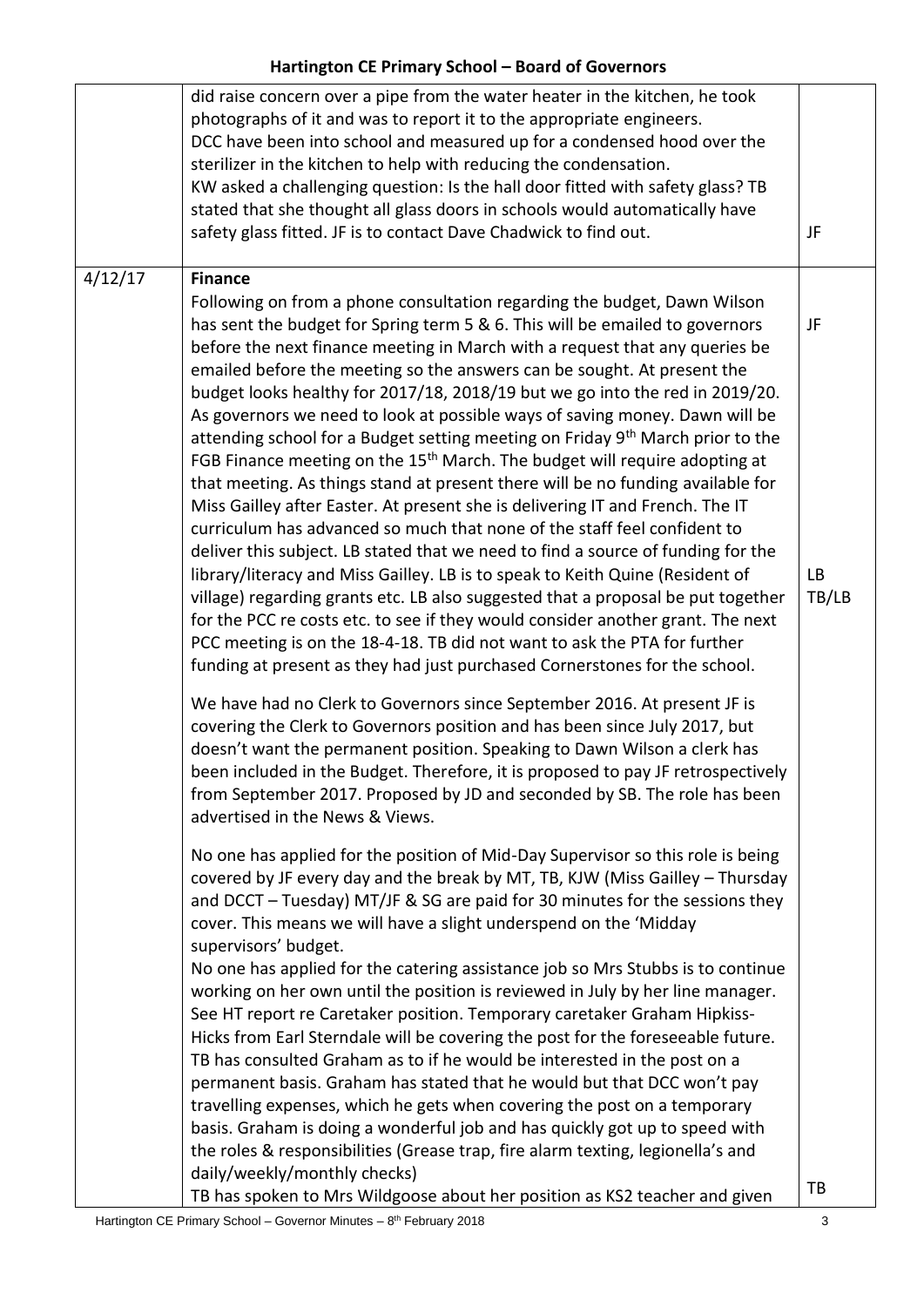| | | |
|---|---|---|
| | did raise concern over a pipe from the water heater in the kitchen, he took photographs of it and was to report it to the appropriate engineers.<br>DCC have been into school and measured up for a condensed hood over the sterilizer in the kitchen to help with reducing the condensation.<br>KW asked a challenging question: Is the hall door fitted with safety glass? TB stated that she thought all glass doors in schools would automatically have safety glass fitted. JF is to contact Dave Chadwick to find out. | JF |
| 4/12/17 | **Finance**<br>Following on from a phone consultation regarding the budget, Dawn Wilson has sent the budget for Spring term 5 & 6. This will be emailed to governors before the next finance meeting in March with a request that any queries be emailed before the meeting so the answers can be sought. At present the budget looks healthy for 2017/18, 2018/19 but we go into the red in 2019/20. As governors we need to look at possible ways of saving money. Dawn will be attending school for a Budget setting meeting on Friday 9th March prior to the FGB Finance meeting on the 15th March. The budget will require adopting at that meeting. As things stand at present there will be no funding available for Miss Gailley after Easter. At present she is delivering IT and French. The IT curriculum has advanced so much that none of the staff feel confident to deliver this subject. LB stated that we need to find a source of funding for the library/literacy and Miss Gailley. LB is to speak to Keith Quine (Resident of village) regarding grants etc. LB also suggested that a proposal be put together for the PCC re costs etc. to see if they would consider another grant. The next PCC meeting is on the 18-4-18. TB did not want to ask the PTA for further funding at present as they had just purchased Cornerstones for the school.<br><br>We have had no Clerk to Governors since September 2016. At present JF is covering the Clerk to Governors position and has been since July 2017, but doesn't want the permanent position. Speaking to Dawn Wilson a clerk has been included in the Budget. Therefore, it is proposed to pay JF retrospectively from September 2017. Proposed by JD and seconded by SB. The role has been advertised in the News & Views.<br><br>No one has applied for the position of Mid-Day Supervisor so this role is being covered by JF every day and the break by MT, TB, KJW (Miss Gailley – Thursday and DCCT – Tuesday) MT/JF & SG are paid for 30 minutes for the sessions they cover. This means we will have a slight underspend on the 'Midday supervisors' budget.<br>No one has applied for the catering assistance job so Mrs Stubbs is to continue working on her own until the position is reviewed in July by her line manager.<br>See HT report re Caretaker position. Temporary caretaker Graham Hipkiss-Hicks from Earl Sterndale will be covering the post for the foreseeable future. TB has consulted Graham as to if he would be interested in the post on a permanent basis. Graham has stated that he would but that DCC won't pay travelling expenses, which he gets when covering the post on a temporary basis. Graham is doing a wonderful job and has quickly got up to speed with the roles & responsibilities (Grease trap, fire alarm texting, legionella's and daily/weekly/monthly checks)<br>TB has spoken to Mrs Wildgoose about her position as KS2 teacher and given | JF<br><br>LB<br>TB/LB<br><br>TB |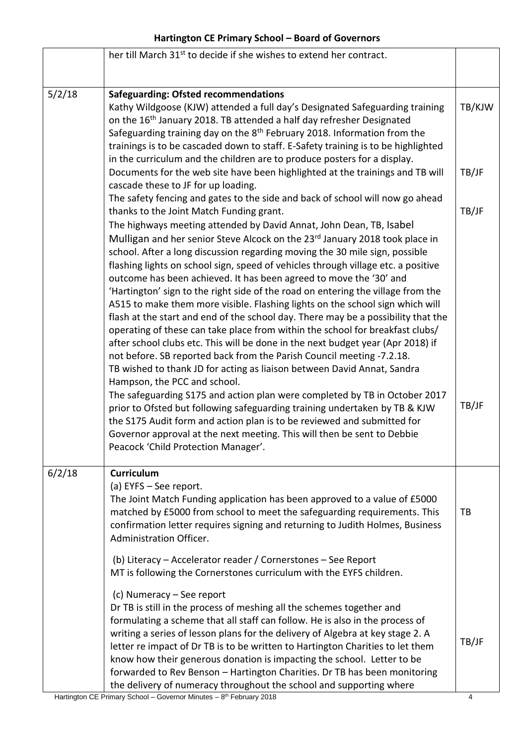| | | |
|---|---|---|
| | her till March 31st to decide if she wishes to extend her contract. | |
| 5/2/18 | **Safeguarding: Ofsted recommendations**<br>Kathy Wildgoose (KJW) attended a full day's Designated Safeguarding training on the 16th January 2018. TB attended a half day refresher Designated Safeguarding training day on the 8th February 2018. Information from the trainings is to be cascaded down to staff. E-Safety training is to be highlighted in the curriculum and the children are to produce posters for a display.<br>Documents for the web site have been highlighted at the trainings and TB will cascade these to JF for up loading.<br>The safety fencing and gates to the side and back of school will now go ahead thanks to the Joint Match Funding grant.<br>The highways meeting attended by David Annat, John Dean, TB, Isabel Mulligan and her senior Steve Alcock on the 23rd January 2018 took place in school. After a long discussion regarding moving the 30 mile sign, possible flashing lights on school sign, speed of vehicles through village etc. a positive outcome has been achieved. It has been agreed to move the '30' and 'Hartington' sign to the right side of the road on entering the village from the A515 to make them more visible. Flashing lights on the school sign which will flash at the start and end of the school day. There may be a possibility that the operating of these can take place from within the school for breakfast clubs/ after school clubs etc. This will be done in the next budget year (Apr 2018) if not before. SB reported back from the Parish Council meeting -7.2.18.<br>TB wished to thank JD for acting as liaison between David Annat, Sandra Hampson, the PCC and school.<br>The safeguarding S175 and action plan were completed by TB in October 2017 prior to Ofsted but following safeguarding training undertaken by TB & KJW the S175 Audit form and action plan is to be reviewed and submitted for Governor approval at the next meeting. This will then be sent to Debbie Peacock 'Child Protection Manager'. | TB/KJW<br><br>TB/JF<br><br>TB/JF<br><br>TB/JF |
| 6/2/18 | **Curriculum**<br>(a) EYFS – See report.<br>The Joint Match Funding application has been approved to a value of £5000 matched by £5000 from school to meet the safeguarding requirements. This confirmation letter requires signing and returning to Judith Holmes, Business Administration Officer.<br><br>(b) Literacy – Accelerator reader / Cornerstones – See Report<br>MT is following the Cornerstones curriculum with the EYFS children.<br><br>(c) Numeracy – See report<br>Dr TB is still in the process of meshing all the schemes together and formulating a scheme that all staff can follow. He is also in the process of writing a series of lesson plans for the delivery of Algebra at key stage 2. A letter re impact of Dr TB is to be written to Hartington Charities to let them know how their generous donation is impacting the school. Letter to be forwarded to Rev Benson – Hartington Charities. Dr TB has been monitoring the delivery of numeracy throughout the school and supporting where | <br><br>TB<br><br><br>TB/JF |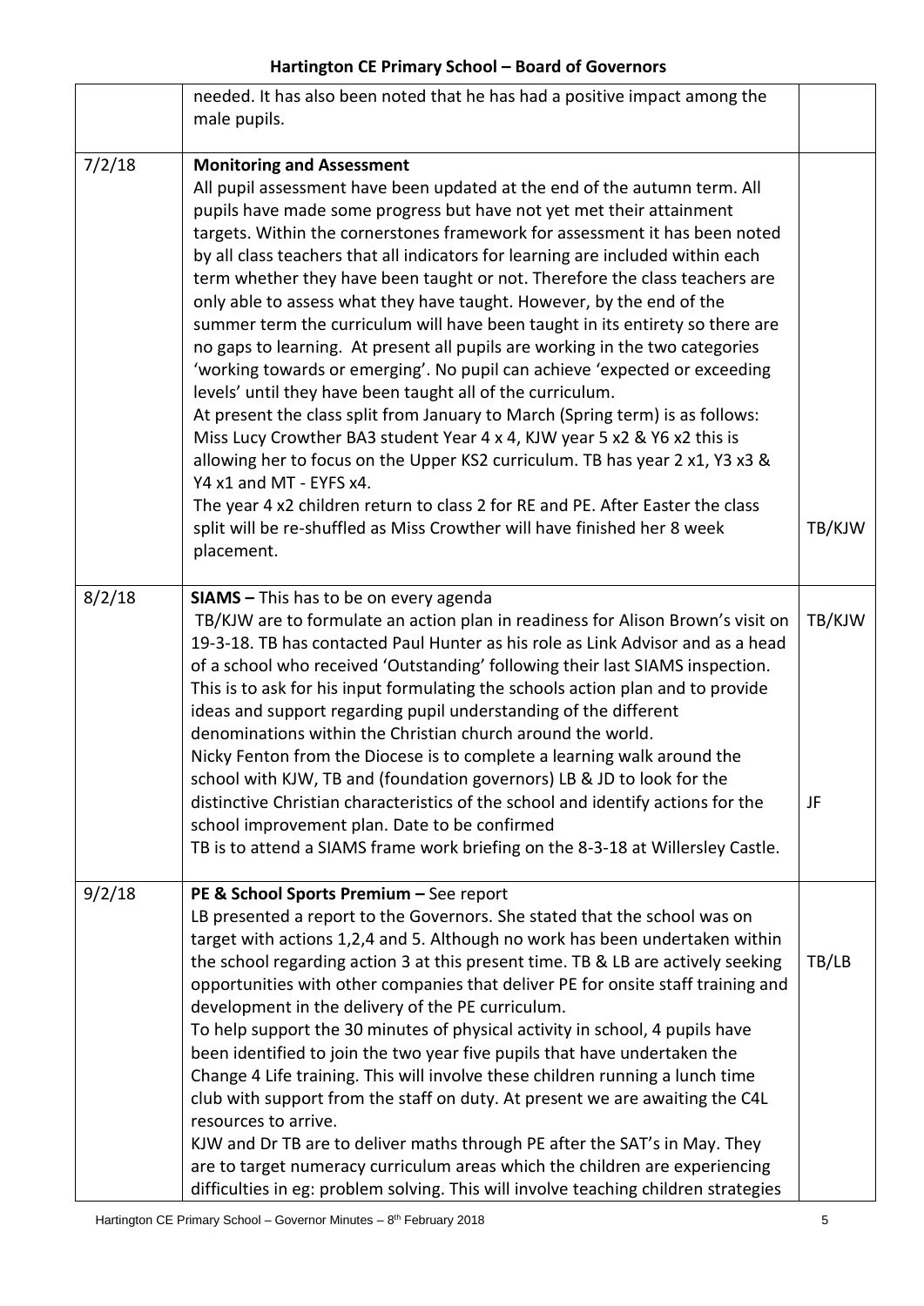| | | |
|---|---|---|
| | needed. It has also been noted that he has had a positive impact among the male pupils. | |
| 7/2/18 | **Monitoring and Assessment**<br>All pupil assessment have been updated at the end of the autumn term. All pupils have made some progress but have not yet met their attainment targets. Within the cornerstones framework for assessment it has been noted by all class teachers that all indicators for learning are included within each term whether they have been taught or not. Therefore the class teachers are only able to assess what they have taught. However, by the end of the summer term the curriculum will have been taught in its entirety so there are no gaps to learning. At present all pupils are working in the two categories 'working towards or emerging'. No pupil can achieve 'expected or exceeding levels' until they have been taught all of the curriculum.<br>At present the class split from January to March (Spring term) is as follows: Miss Lucy Crowther BA3 student Year 4 x 4, KJW year 5 x2 & Y6 x2 this is allowing her to focus on the Upper KS2 curriculum. TB has year 2 x1, Y3 x3 & Y4 x1 and MT - EYFS x4.<br>The year 4 x2 children return to class 2 for RE and PE. After Easter the class split will be re-shuffled as Miss Crowther will have finished her 8 week placement. | TB/KJW |
| 8/2/18 | **SIAMS –** This has to be on every agenda<br>TB/KJW are to formulate an action plan in readiness for Alison Brown's visit on 19-3-18. TB has contacted Paul Hunter as his role as Link Advisor and as a head of a school who received 'Outstanding' following their last SIAMS inspection. This is to ask for his input formulating the schools action plan and to provide ideas and support regarding pupil understanding of the different denominations within the Christian church around the world.<br>Nicky Fenton from the Diocese is to complete a learning walk around the school with KJW, TB and (foundation governors) LB & JD to look for the distinctive Christian characteristics of the school and identify actions for the school improvement plan. Date to be confirmed<br>TB is to attend a SIAMS frame work briefing on the 8-3-18 at Willersley Castle. | TB/KJW<br><br>JF |
| 9/2/18 | **PE & School Sports Premium –** See report<br>LB presented a report to the Governors. She stated that the school was on target with actions 1,2,4 and 5. Although no work has been undertaken within the school regarding action 3 at this present time. TB & LB are actively seeking opportunities with other companies that deliver PE for onsite staff training and development in the delivery of the PE curriculum.<br>To help support the 30 minutes of physical activity in school, 4 pupils have been identified to join the two year five pupils that have undertaken the Change 4 Life training. This will involve these children running a lunch time club with support from the staff on duty. At present we are awaiting the C4L resources to arrive.<br>KJW and Dr TB are to deliver maths through PE after the SAT's in May. They are to target numeracy curriculum areas which the children are experiencing difficulties in eg: problem solving. This will involve teaching children strategies | TB/LB |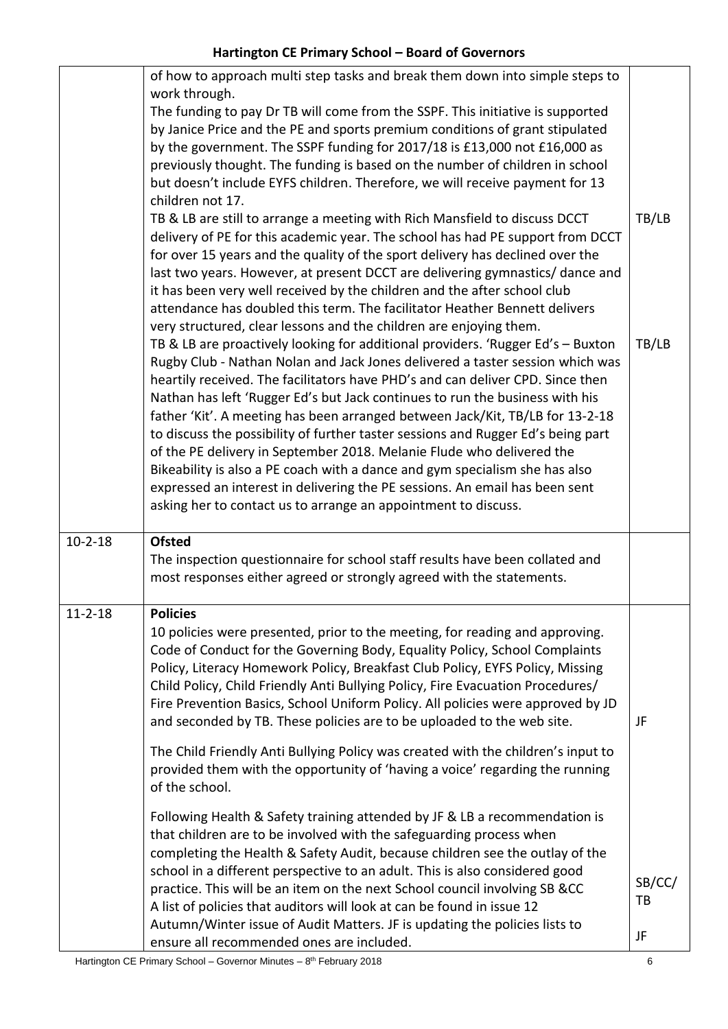| | | |
|---|---|---|
| | of how to approach multi step tasks and break them down into simple steps to work through.<br>The funding to pay Dr TB will come from the SSPF. This initiative is supported by Janice Price and the PE and sports premium conditions of grant stipulated by the government. The SSPF funding for 2017/18 is £13,000 not £16,000 as previously thought. The funding is based on the number of children in school but doesn't include EYFS children. Therefore, we will receive payment for 13 children not 17.<br>TB & LB are still to arrange a meeting with Rich Mansfield to discuss DCCT delivery of PE for this academic year. The school has had PE support from DCCT for over 15 years and the quality of the sport delivery has declined over the last two years. However, at present DCCT are delivering gymnastics/ dance and it has been very well received by the children and the after school club attendance has doubled this term. The facilitator Heather Bennett delivers very structured, clear lessons and the children are enjoying them.<br>TB & LB are proactively looking for additional providers. 'Rugger Ed's – Buxton Rugby Club - Nathan Nolan and Jack Jones delivered a taster session which was heartily received. The facilitators have PHD's and can deliver CPD. Since then Nathan has left 'Rugger Ed's but Jack continues to run the business with his father 'Kit'. A meeting has been arranged between Jack/Kit, TB/LB for 13-2-18 to discuss the possibility of further taster sessions and Rugger Ed's being part of the PE delivery in September 2018. Melanie Flude who delivered the Bikeability is also a PE coach with a dance and gym specialism she has also expressed an interest in delivering the PE sessions. An email has been sent asking her to contact us to arrange an appointment to discuss. | TB/LB<br><br>TB/LB |
| 10-2-18 | **Ofsted**<br>The inspection questionnaire for school staff results have been collated and most responses either agreed or strongly agreed with the statements. | |
| 11-2-18 | **Policies**<br>10 policies were presented, prior to the meeting, for reading and approving. Code of Conduct for the Governing Body, Equality Policy, School Complaints Policy, Literacy Homework Policy, Breakfast Club Policy, EYFS Policy, Missing Child Policy, Child Friendly Anti Bullying Policy, Fire Evacuation Procedures/ Fire Prevention Basics, School Uniform Policy. All policies were approved by JD and seconded by TB. These policies are to be uploaded to the web site.<br><br>The Child Friendly Anti Bullying Policy was created with the children's input to provided them with the opportunity of 'having a voice' regarding the running of the school.<br><br>Following Health & Safety training attended by JF & LB a recommendation is that children are to be involved with the safeguarding process when completing the Health & Safety Audit, because children see the outlay of the school in a different perspective to an adult. This is also considered good practice. This will be an item on the next School council involving SB &CC<br>A list of policies that auditors will look at can be found in issue 12 Autumn/Winter issue of Audit Matters. JF is updating the policies lists to ensure all recommended ones are included. | JF<br><br>SB/CC/TB<br><br>JF |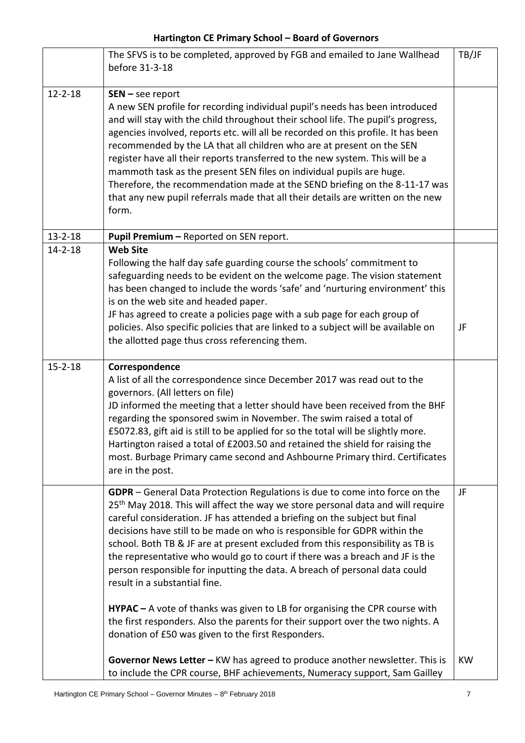| | | |
|---|---|---|
| | The SFVS is to be completed, approved by FGB and emailed to Jane Wallhead before 31-3-18 | TB/JF |
| 12-2-18 | **SEN –** see report<br>A new SEN profile for recording individual pupil's needs has been introduced and will stay with the child throughout their school life. The pupil's progress, agencies involved, reports etc. will all be recorded on this profile. It has been recommended by the LA that all children who are at present on the SEN register have all their reports transferred to the new system. This will be a mammoth task as the present SEN files on individual pupils are huge. Therefore, the recommendation made at the SEND briefing on the 8-11-17 was that any new pupil referrals made that all their details are written on the new form. | |
| 13-2-18 | **Pupil Premium –** Reported on SEN report. | |
| 14-2-18 | **Web Site**<br>Following the half day safe guarding course the schools' commitment to safeguarding needs to be evident on the welcome page. The vision statement has been changed to include the words 'safe' and 'nurturing environment' this is on the web site and headed paper.<br>JF has agreed to create a policies page with a sub page for each group of policies. Also specific policies that are linked to a subject will be available on the allotted page thus cross referencing them. | JF |
| 15-2-18 | **Correspondence**<br>A list of all the correspondence since December 2017 was read out to the governors. (All letters on file)<br>JD informed the meeting that a letter should have been received from the BHF regarding the sponsored swim in November. The swim raised a total of £5072.83, gift aid is still to be applied for so the total will be slightly more. Hartington raised a total of £2003.50 and retained the shield for raising the most. Burbage Primary came second and Ashbourne Primary third. Certificates are in the post. | |
| | **GDPR** – General Data Protection Regulations is due to come into force on the 25th May 2018. This will affect the way we store personal data and will require careful consideration. JF has attended a briefing on the subject but final decisions have still to be made on who is responsible for GDPR within the school. Both TB & JF are at present excluded from this responsibility as TB is the representative who would go to court if there was a breach and JF is the person responsible for inputting the data. A breach of personal data could result in a substantial fine.<br><br>**HYPAC –** A vote of thanks was given to LB for organising the CPR course with the first responders. Also the parents for their support over the two nights. A donation of £50 was given to the first Responders.<br><br>**Governor News Letter –** KW has agreed to produce another newsletter. This is to include the CPR course, BHF achievements, Numeracy support, Sam Gailley | JF<br><br><br><br><br><br><br><br><br><br><br><br>KW |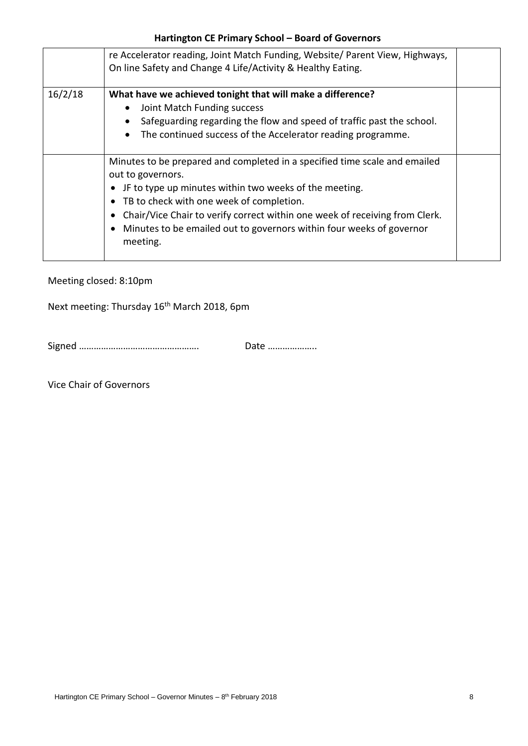| | | |
|---|---|---|
| | re Accelerator reading, Joint Match Funding, Website/ Parent View, Highways, On line Safety and Change 4 Life/Activity & Healthy Eating. | |
| 16/2/18 | **What have we achieved tonight that will make a difference?**<br>• Joint Match Funding success<br>• Safeguarding regarding the flow and speed of traffic past the school.<br>• The continued success of the Accelerator reading programme. | |
| | Minutes to be prepared and completed in a specified time scale and emailed out to governors.<br>• JF to type up minutes within two weeks of the meeting.<br>• TB to check with one week of completion.<br>• Chair/Vice Chair to verify correct within one week of receiving from Clerk.<br>• Minutes to be emailed out to governors within four weeks of governor meeting. | |

Meeting closed: 8:10pm

Next meeting: Thursday 16th March 2018, 6pm

Signed ………………………………………. Date ………………..

Vice Chair of Governors